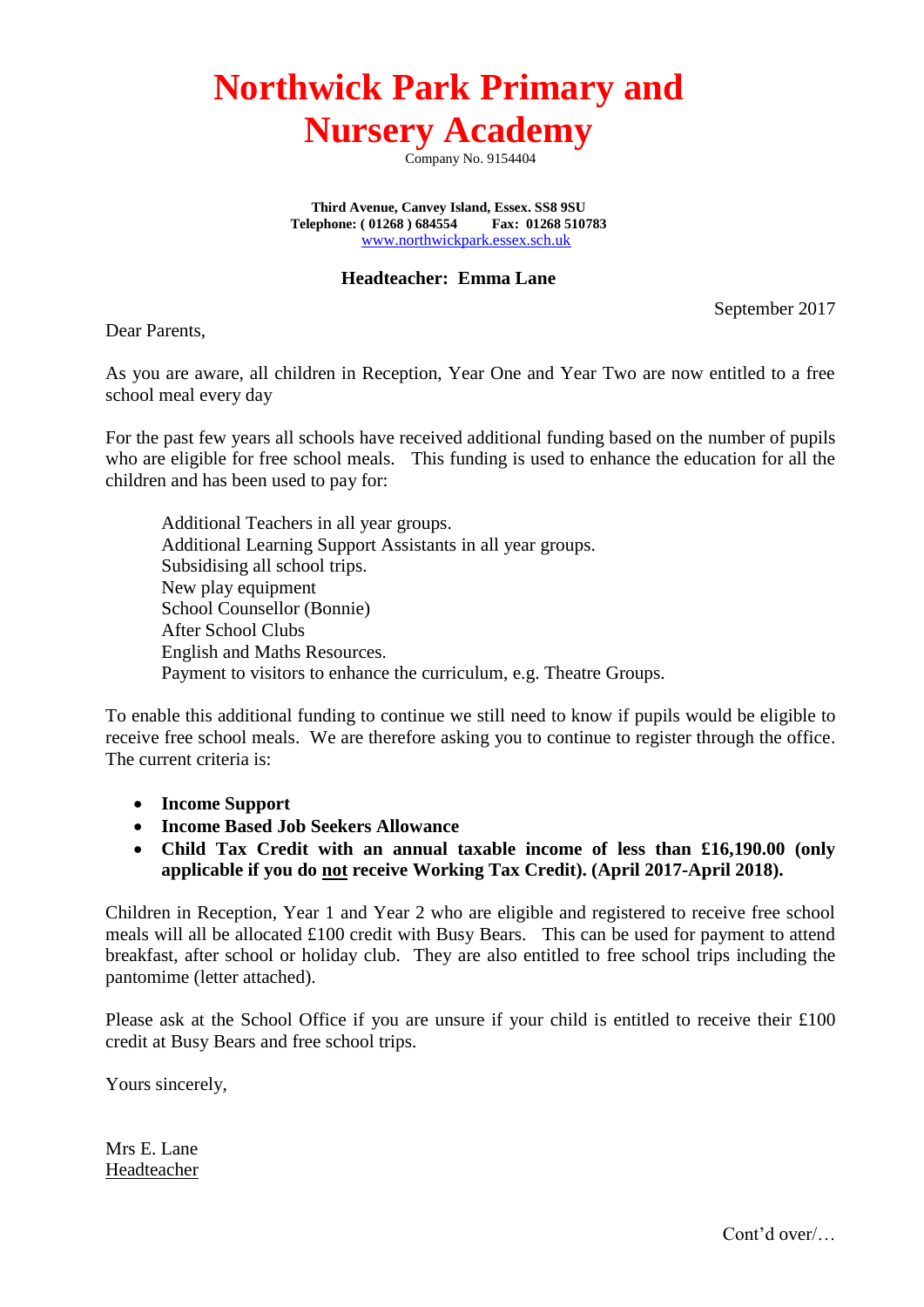# Northwick Park Primary and Nursery Academy

Company No. 9154404

**Third Avenue, Canvey Island, Essex. SS8 9SU**
**Telephone: ( 01268 ) 684554 Fax: 01268 510783**
www.northwickpark.essex.sch.uk

**Headteacher: Emma Lane**

September 2017

Dear Parents,

As you are aware, all children in Reception, Year One and Year Two are now entitled to a free school meal every day

For the past few years all schools have received additional funding based on the number of pupils who are eligible for free school meals. This funding is used to enhance the education for all the children and has been used to pay for:

Additional Teachers in all year groups.
Additional Learning Support Assistants in all year groups.
Subsidising all school trips.
New play equipment
School Counsellor (Bonnie)
After School Clubs
English and Maths Resources.
Payment to visitors to enhance the curriculum, e.g. Theatre Groups.

To enable this additional funding to continue we still need to know if pupils would be eligible to receive free school meals. We are therefore asking you to continue to register through the office. The current criteria is:

- **Income Support**
- **Income Based Job Seekers Allowance**
- **Child Tax Credit with an annual taxable income of less than £16,190.00 (only applicable if you do not receive Working Tax Credit). (April 2017-April 2018).**

Children in Reception, Year 1 and Year 2 who are eligible and registered to receive free school meals will all be allocated £100 credit with Busy Bears. This can be used for payment to attend breakfast, after school or holiday club. They are also entitled to free school trips including the pantomime (letter attached).

Please ask at the School Office if you are unsure if your child is entitled to receive their £100 credit at Busy Bears and free school trips.

Yours sincerely,

Mrs E. Lane
Headteacher

Cont'd over/…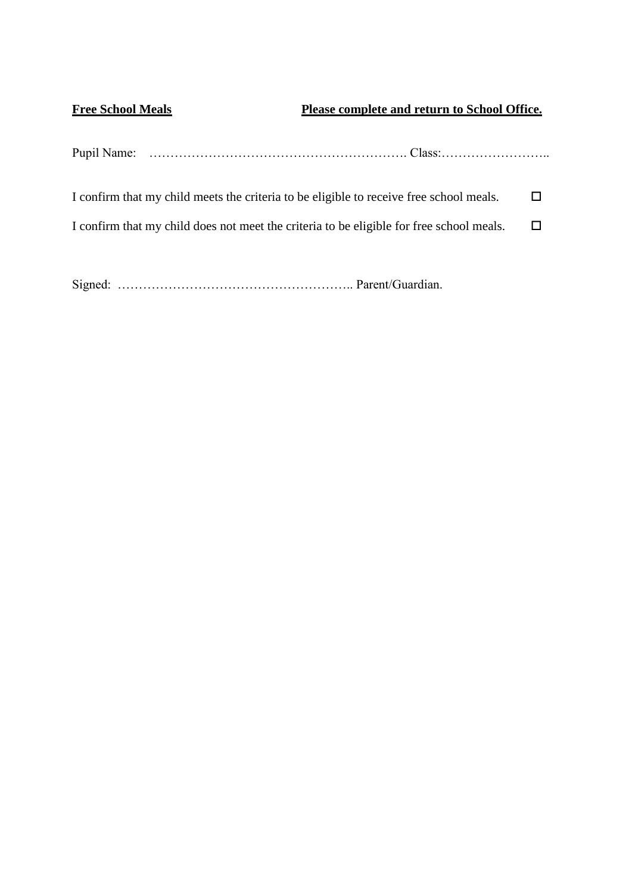**<u>Free School Meals</u>** **<u>Please complete and return to School Office.</u>**

Pupil Name: ……………………………………………………. Class:……………………..

I confirm that my child meets the criteria to be eligible to receive free school meals. ☐

I confirm that my child does not meet the criteria to be eligible for free school meals. ☐

Signed: ……………………………………………….. Parent/Guardian.